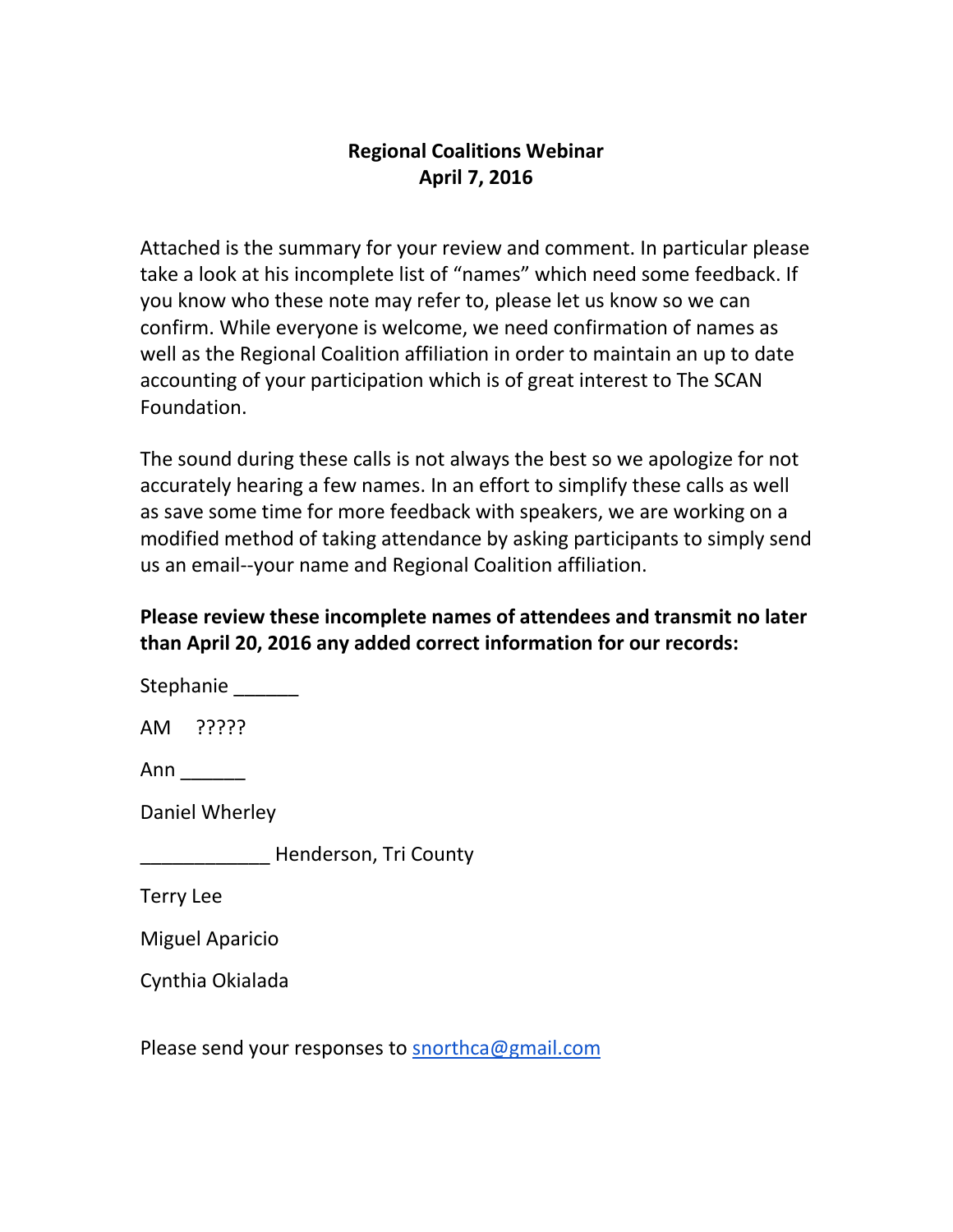# Regional Coalitions Webinar
## April 7, 2016

Attached is the summary for your review and comment. In particular please take a look at his incomplete list of "names" which need some feedback. If you know who these note may refer to, please let us know so we can confirm. While everyone is welcome, we need confirmation of names as well as the Regional Coalition affiliation in order to maintain an up to date accounting of your participation which is of great interest to The SCAN Foundation.

The sound during these calls is not always the best so we apologize for not accurately hearing a few names. In an effort to simplify these calls as well as save some time for more feedback with speakers, we are working on a modified method of taking attendance by asking participants to simply send us an email--your name and Regional Coalition affiliation.

**Please review these incomplete names of attendees and transmit no later than April 20, 2016 any added correct information for our records:**

Stephanie ______

AM ?????

Ann ______

Daniel Wherley

____________ Henderson, Tri County

Terry Lee

Miguel Aparicio

Cynthia Okialada

Please send your responses to snorthca@gmail.com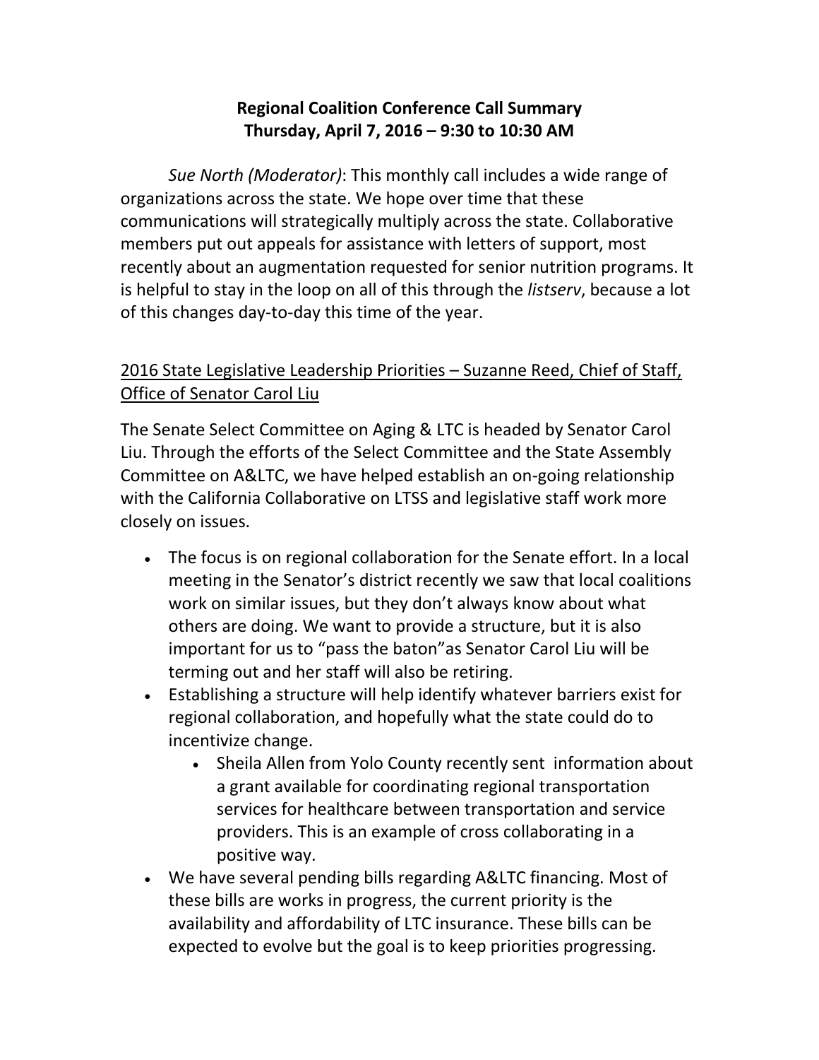**Regional Coalition Conference Call Summary**
**Thursday, April 7, 2016 – 9:30 to 10:30 AM**

*Sue North (Moderator)*: This monthly call includes a wide range of organizations across the state. We hope over time that these communications will strategically multiply across the state. Collaborative members put out appeals for assistance with letters of support, most recently about an augmentation requested for senior nutrition programs. It is helpful to stay in the loop on all of this through the *listserv*, because a lot of this changes day-to-day this time of the year.

<u>2016 State Legislative Leadership Priorities – Suzanne Reed, Chief of Staff, Office of Senator Carol Liu</u>

The Senate Select Committee on Aging & LTC is headed by Senator Carol Liu. Through the efforts of the Select Committee and the State Assembly Committee on A&LTC, we have helped establish an on-going relationship with the California Collaborative on LTSS and legislative staff work more closely on issues.

- The focus is on regional collaboration for the Senate effort. In a local meeting in the Senator's district recently we saw that local coalitions work on similar issues, but they don't always know about what others are doing. We want to provide a structure, but it is also important for us to "pass the baton"as Senator Carol Liu will be terming out and her staff will also be retiring.
- Establishing a structure will help identify whatever barriers exist for regional collaboration, and hopefully what the state could do to incentivize change.
    - Sheila Allen from Yolo County recently sent information about a grant available for coordinating regional transportation services for healthcare between transportation and service providers. This is an example of cross collaborating in a positive way.
- We have several pending bills regarding A&LTC financing. Most of these bills are works in progress, the current priority is the availability and affordability of LTC insurance. These bills can be expected to evolve but the goal is to keep priorities progressing.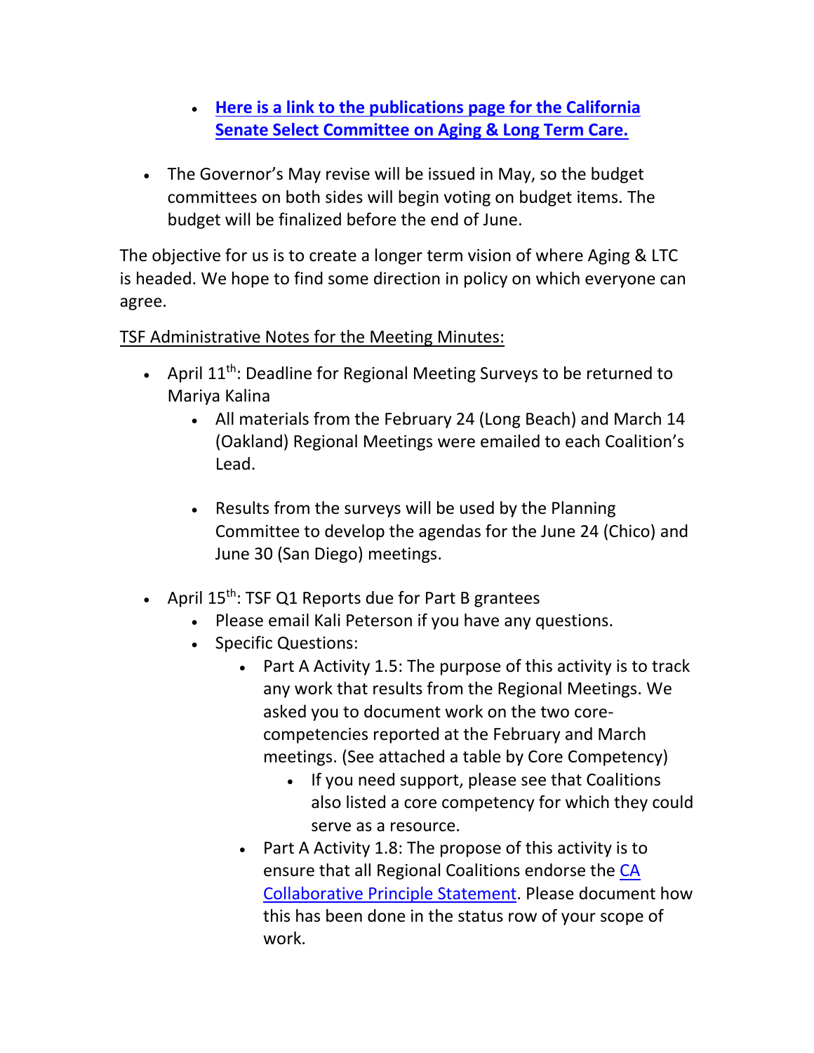- **[Here is a link to the publications page for the California Senate Select Committee on Aging & Long Term Care.]()**

- The Governor's May revise will be issued in May, so the budget committees on both sides will begin voting on budget items. The budget will be finalized before the end of June.

The objective for us is to create a longer term vision of where Aging & LTC is headed. We hope to find some direction in policy on which everyone can agree.

<u>TSF Administrative Notes for the Meeting Minutes:</u>

- April 11th: Deadline for Regional Meeting Surveys to be returned to Mariya Kalina
  - All materials from the February 24 (Long Beach) and March 14 (Oakland) Regional Meetings were emailed to each Coalition's Lead.
  - Results from the surveys will be used by the Planning Committee to develop the agendas for the June 24 (Chico) and June 30 (San Diego) meetings.
- April 15th: TSF Q1 Reports due for Part B grantees
  - Please email Kali Peterson if you have any questions.
  - Specific Questions:
    - Part A Activity 1.5: The purpose of this activity is to track any work that results from the Regional Meetings. We asked you to document work on the two core-competencies reported at the February and March meetings. (See attached a table by Core Competency)
      - If you need support, please see that Coalitions also listed a core competency for which they could serve as a resource.
    - Part A Activity 1.8: The propose of this activity is to ensure that all Regional Coalitions endorse the [CA Collaborative Principle Statement](). Please document how this has been done in the status row of your scope of work.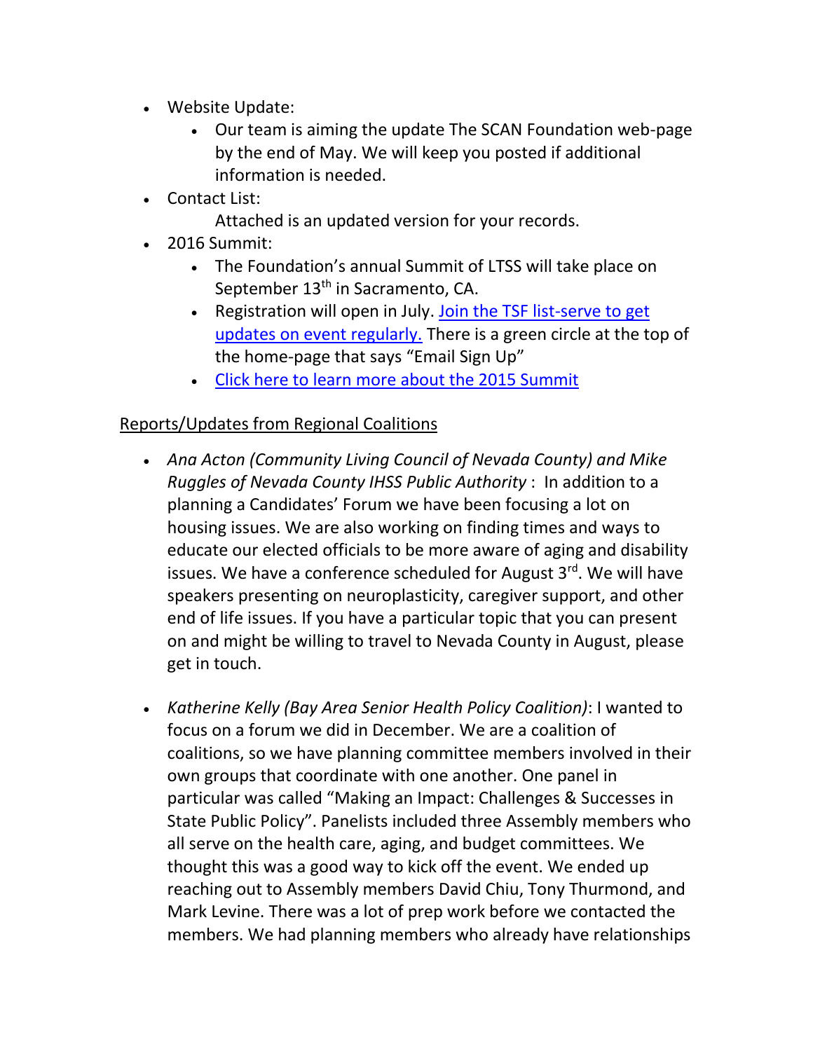- Website Update:
  - Our team is aiming the update The SCAN Foundation web-page by the end of May. We will keep you posted if additional information is needed.
- Contact List:

  Attached is an updated version for your records.
- 2016 Summit:
  - The Foundation's annual Summit of LTSS will take place on September 13th in Sacramento, CA.
  - Registration will open in July. [Join the TSF list-serve to get updates on event regularly.]() There is a green circle at the top of the home-page that says "Email Sign Up"
  - [Click here to learn more about the 2015 Summit]()

<u>Reports/Updates from Regional Coalitions</u>

- *Ana Acton (Community Living Council of Nevada County) and Mike Ruggles of Nevada County IHSS Public Authority* : In addition to a planning a Candidates' Forum we have been focusing a lot on housing issues. We are also working on finding times and ways to educate our elected officials to be more aware of aging and disability issues. We have a conference scheduled for August 3rd. We will have speakers presenting on neuroplasticity, caregiver support, and other end of life issues. If you have a particular topic that you can present on and might be willing to travel to Nevada County in August, please get in touch.

- *Katherine Kelly (Bay Area Senior Health Policy Coalition)*: I wanted to focus on a forum we did in December. We are a coalition of coalitions, so we have planning committee members involved in their own groups that coordinate with one another. One panel in particular was called "Making an Impact: Challenges & Successes in State Public Policy". Panelists included three Assembly members who all serve on the health care, aging, and budget committees. We thought this was a good way to kick off the event. We ended up reaching out to Assembly members David Chiu, Tony Thurmond, and Mark Levine. There was a lot of prep work before we contacted the members. We had planning members who already have relationships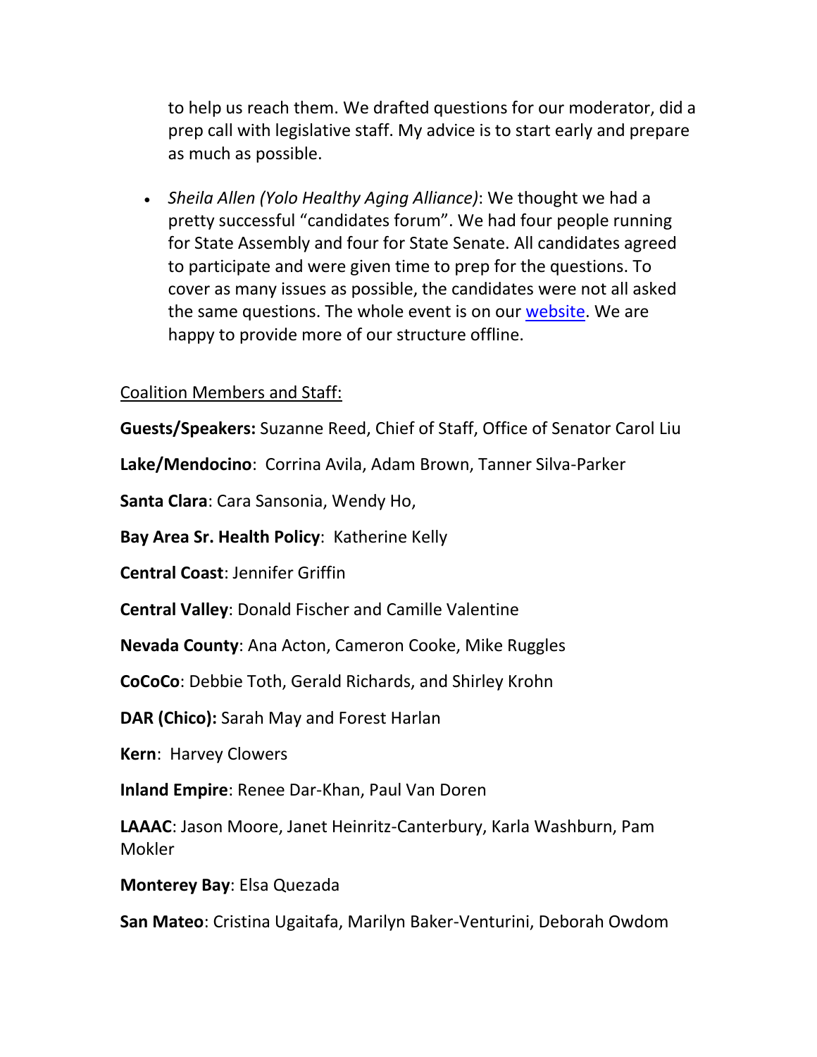to help us reach them. We drafted questions for our moderator, did a prep call with legislative staff. My advice is to start early and prepare as much as possible.

- *Sheila Allen (Yolo Healthy Aging Alliance)*: We thought we had a pretty successful "candidates forum". We had four people running for State Assembly and four for State Senate. All candidates agreed to participate and were given time to prep for the questions. To cover as many issues as possible, the candidates were not all asked the same questions. The whole event is on our website. We are happy to provide more of our structure offline.

Coalition Members and Staff:

**Guests/Speakers:** Suzanne Reed, Chief of Staff, Office of Senator Carol Liu

**Lake/Mendocino**: Corrina Avila, Adam Brown, Tanner Silva-Parker

**Santa Clara**: Cara Sansonia, Wendy Ho,

**Bay Area Sr. Health Policy**: Katherine Kelly

**Central Coast**: Jennifer Griffin

**Central Valley**: Donald Fischer and Camille Valentine

**Nevada County**: Ana Acton, Cameron Cooke, Mike Ruggles

**CoCoCo**: Debbie Toth, Gerald Richards, and Shirley Krohn

**DAR (Chico):** Sarah May and Forest Harlan

**Kern**: Harvey Clowers

**Inland Empire**: Renee Dar-Khan, Paul Van Doren

**LAAAC**: Jason Moore, Janet Heinritz-Canterbury, Karla Washburn, Pam Mokler

**Monterey Bay**: Elsa Quezada

**San Mateo**: Cristina Ugaitafa, Marilyn Baker-Venturini, Deborah Owdom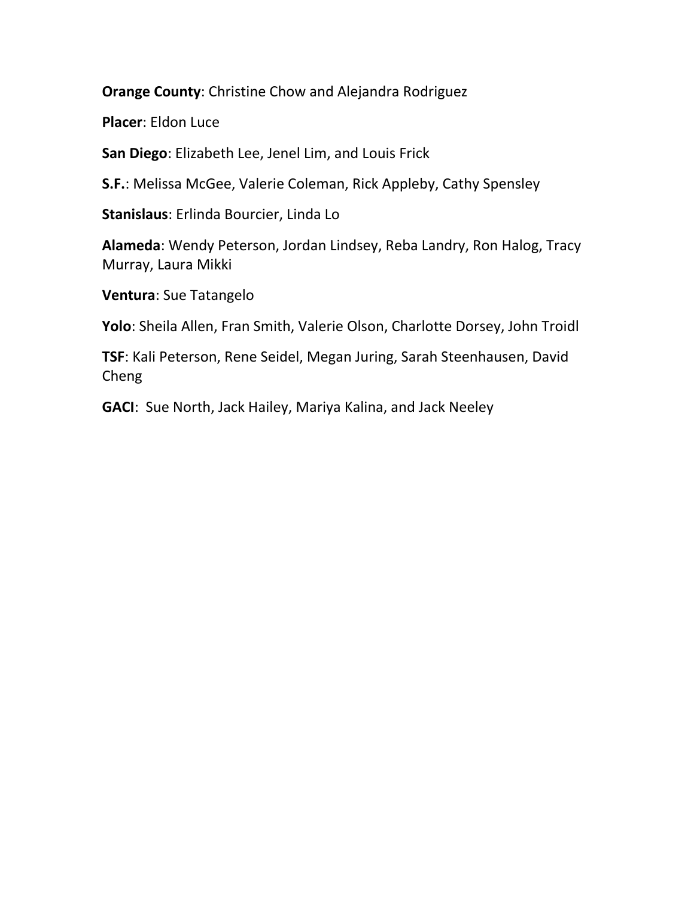**Orange County**: Christine Chow and Alejandra Rodriguez

**Placer**: Eldon Luce

**San Diego**: Elizabeth Lee, Jenel Lim, and Louis Frick

**S.F.**: Melissa McGee, Valerie Coleman, Rick Appleby, Cathy Spensley

**Stanislaus**: Erlinda Bourcier, Linda Lo

**Alameda**: Wendy Peterson, Jordan Lindsey, Reba Landry, Ron Halog, Tracy Murray, Laura Mikki

**Ventura**: Sue Tatangelo

**Yolo**: Sheila Allen, Fran Smith, Valerie Olson, Charlotte Dorsey, John Troidl

**TSF**: Kali Peterson, Rene Seidel, Megan Juring, Sarah Steenhausen, David Cheng

**GACI**: Sue North, Jack Hailey, Mariya Kalina, and Jack Neeley